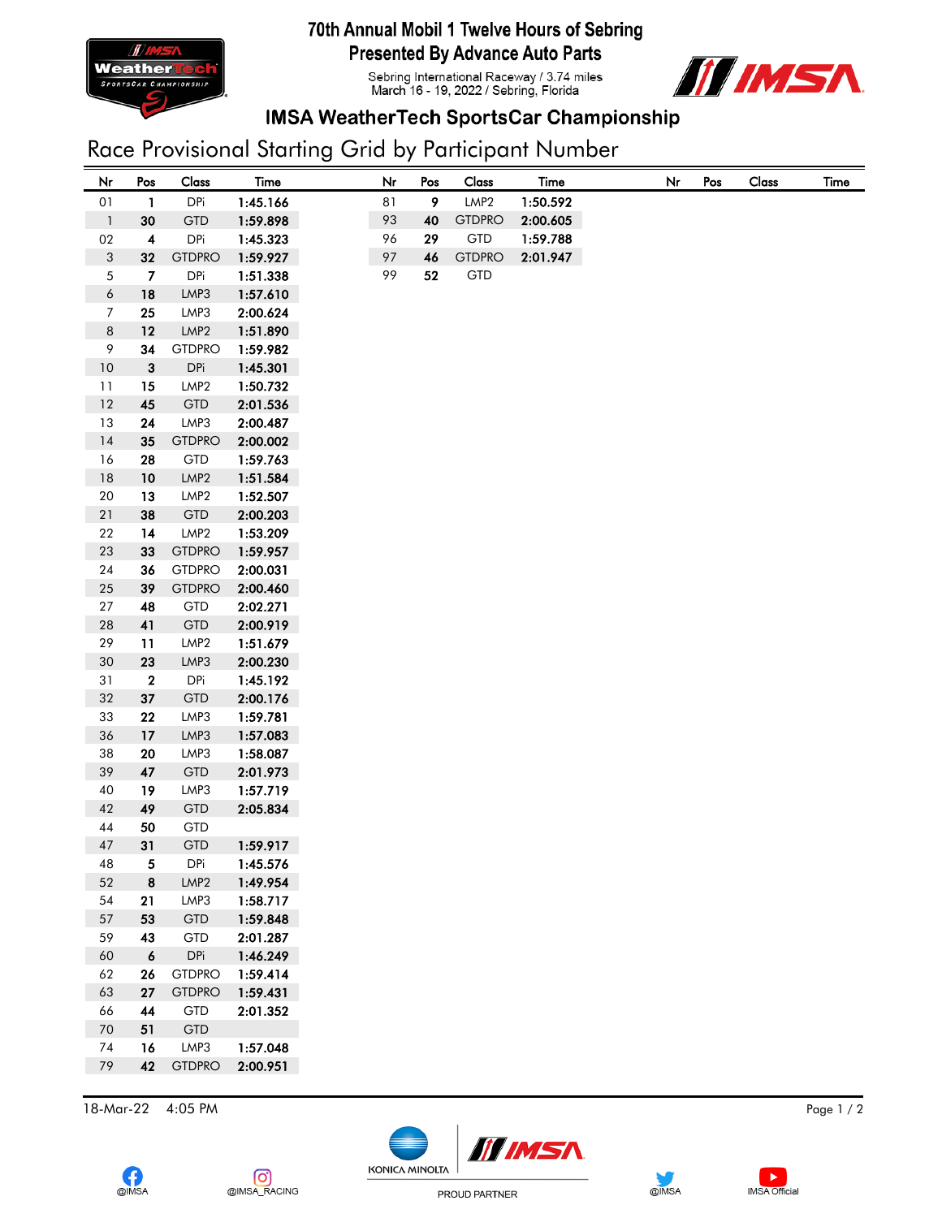# 70th Annual Mobil 1 Twelve Hours of Sebring
## Presented By Advance Auto Parts

Sebring International Raceway / 3.74 miles
March 16 - 19, 2022 / Sebring, Florida

## IMSA WeatherTech SportsCar Championship

# Race Provisional Starting Grid by Participant Number

| Nr | Pos | Class | Time |
|---|---|---|---|
| 01 | 1 | DPi | 1:45.166 |
| 1 | 30 | GTD | 1:59.898 |
| 02 | 4 | DPi | 1:45.323 |
| 3 | 32 | GTDPRO | 1:59.927 |
| 5 | 7 | DPi | 1:51.338 |
| 6 | 18 | LMP3 | 1:57.610 |
| 7 | 25 | LMP3 | 2:00.624 |
| 8 | 12 | LMP2 | 1:51.890 |
| 9 | 34 | GTDPRO | 1:59.982 |
| 10 | 3 | DPi | 1:45.301 |
| 11 | 15 | LMP2 | 1:50.732 |
| 12 | 45 | GTD | 2:01.536 |
| 13 | 24 | LMP3 | 2:00.487 |
| 14 | 35 | GTDPRO | 2:00.002 |
| 16 | 28 | GTD | 1:59.763 |
| 18 | 10 | LMP2 | 1:51.584 |
| 20 | 13 | LMP2 | 1:52.507 |
| 21 | 38 | GTD | 2:00.203 |
| 22 | 14 | LMP2 | 1:53.209 |
| 23 | 33 | GTDPRO | 1:59.957 |
| 24 | 36 | GTDPRO | 2:00.031 |
| 25 | 39 | GTDPRO | 2:00.460 |
| 27 | 48 | GTD | 2:02.271 |
| 28 | 41 | GTD | 2:00.919 |
| 29 | 11 | LMP2 | 1:51.679 |
| 30 | 23 | LMP3 | 2:00.230 |
| 31 | 2 | DPi | 1:45.192 |
| 32 | 37 | GTD | 2:00.176 |
| 33 | 22 | LMP3 | 1:59.781 |
| 36 | 17 | LMP3 | 1:57.083 |
| 38 | 20 | LMP3 | 1:58.087 |
| 39 | 47 | GTD | 2:01.973 |
| 40 | 19 | LMP3 | 1:57.719 |
| 42 | 49 | GTD | 2:05.834 |
| 44 | 50 | GTD | |
| 47 | 31 | GTD | 1:59.917 |
| 48 | 5 | DPi | 1:45.576 |
| 52 | 8 | LMP2 | 1:49.954 |
| 54 | 21 | LMP3 | 1:58.717 |
| 57 | 53 | GTD | 1:59.848 |
| 59 | 43 | GTD | 2:01.287 |
| 60 | 6 | DPi | 1:46.249 |
| 62 | 26 | GTDPRO | 1:59.414 |
| 63 | 27 | GTDPRO | 1:59.431 |
| 66 | 44 | GTD | 2:01.352 |
| 70 | 51 | GTD | |
| 74 | 16 | LMP3 | 1:57.048 |
| 79 | 42 | GTDPRO | 2:00.951 |
| 81 | 9 | LMP2 | 1:50.592 |
| 93 | 40 | GTDPRO | 2:00.605 |
| 96 | 29 | GTD | 1:59.788 |
| 97 | 46 | GTDPRO | 2:01.947 |
| 99 | 52 | GTD | |

18-Mar-22 4:05 PM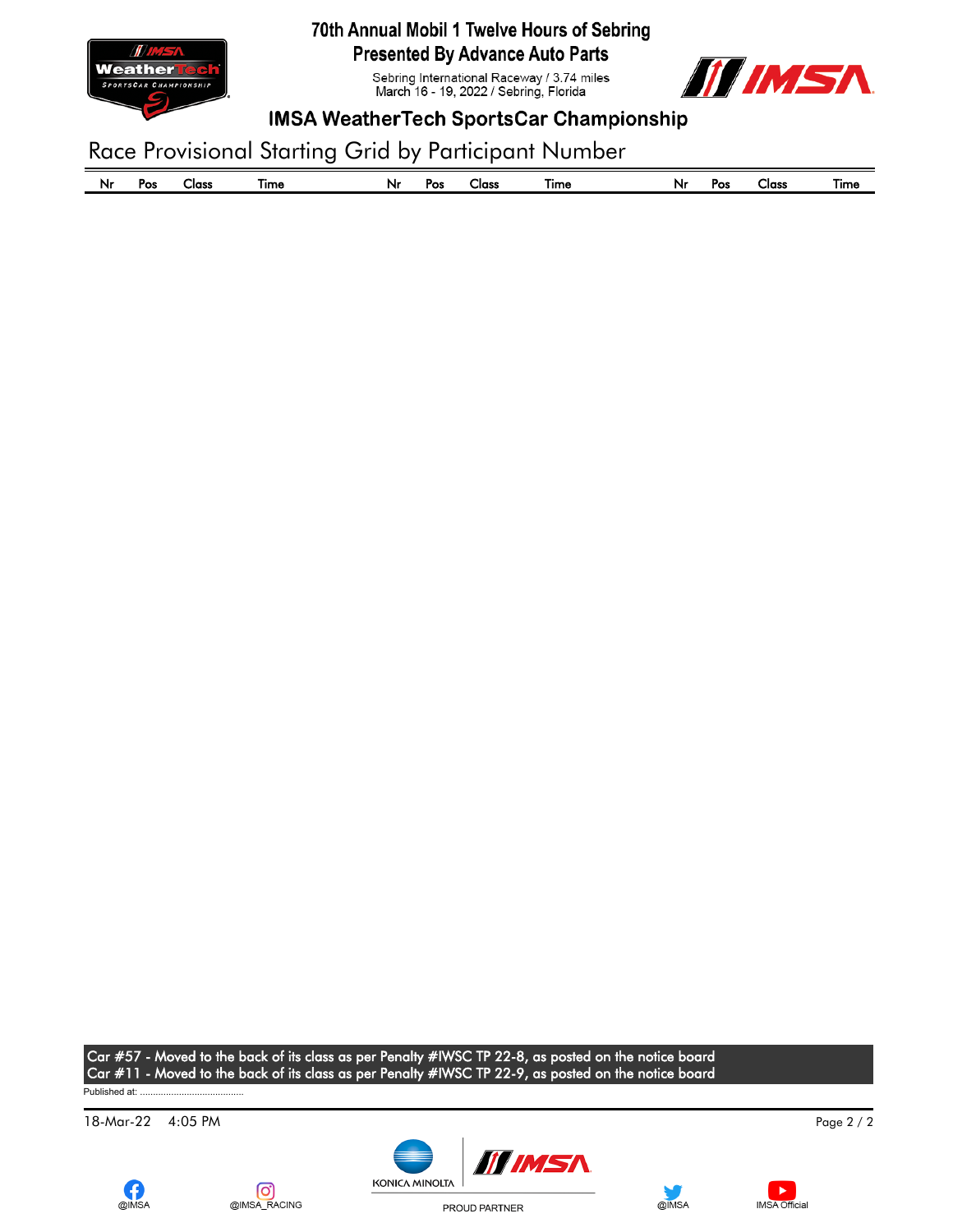## Race Provisional Starting Grid by Participant Number

| Nr | Pos | Class | Time | Nr | Pos | Class | Time | Nr | Pos | Class | Time |
|---|---|---|---|---|---|---|---|---|---|---|---|

Car #57 - Moved to the back of its class as per Penalty #IWSC TP 22-8, as posted on the notice board
Car #11 - Moved to the back of its class as per Penalty #IWSC TP 22-9, as posted on the notice board

Published at: ........................................

18-Mar-22 4:05 PM